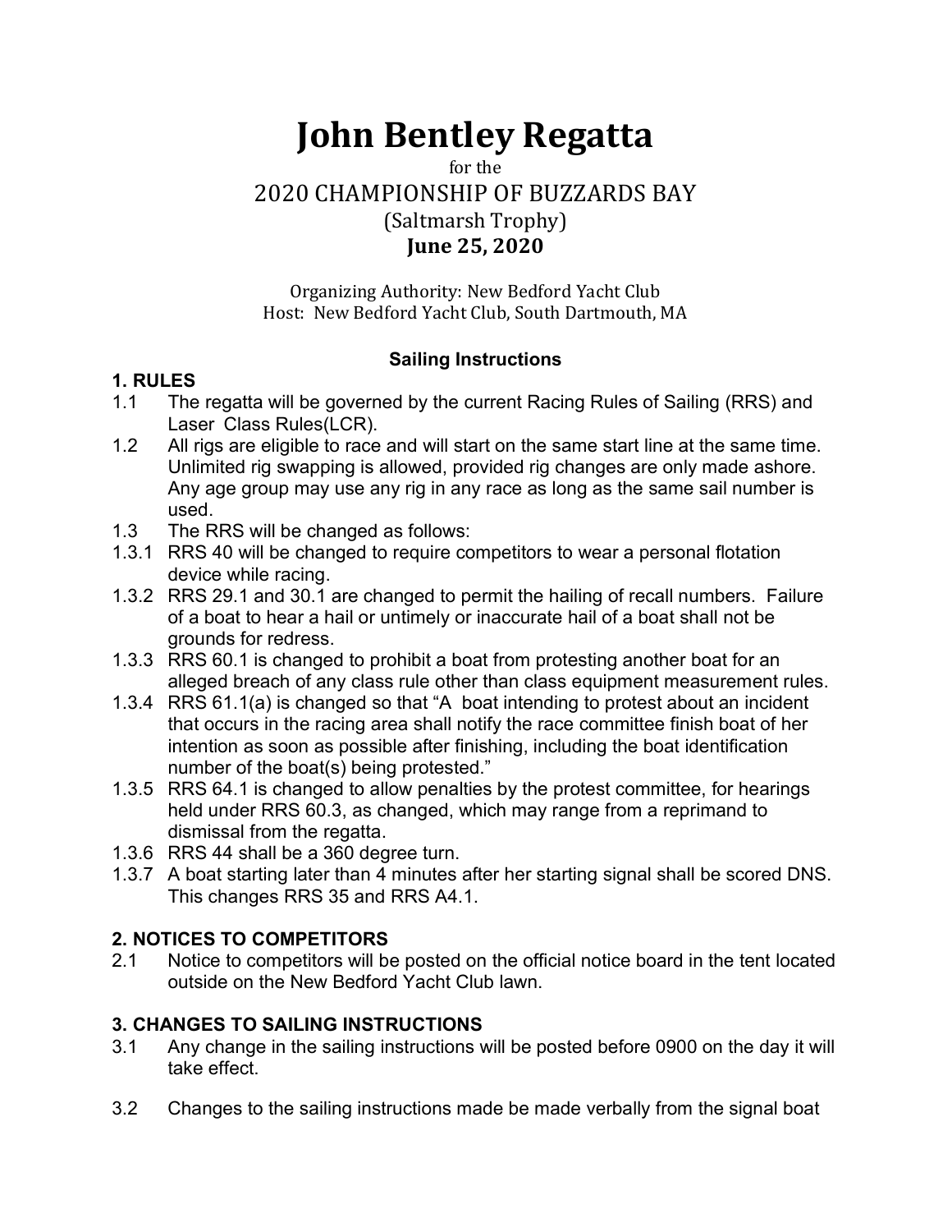# John Bentley Regatta

for the

## 2020 CHAMPIONSHIP OF BUZZARDS BAY

(Saltmarsh Trophy)

**June 25, 2020**

Organizing Authority: New Bedford Yacht Club
Host: New Bedford Yacht Club, South Dartmouth, MA

### Sailing Instructions

**1. RULES**

1.1 The regatta will be governed by the current Racing Rules of Sailing (RRS) and Laser Class Rules(LCR).

1.2 All rigs are eligible to race and will start on the same start line at the same time. Unlimited rig swapping is allowed, provided rig changes are only made ashore. Any age group may use any rig in any race as long as the same sail number is used.

1.3 The RRS will be changed as follows:

1.3.1 RRS 40 will be changed to require competitors to wear a personal flotation device while racing.

1.3.2 RRS 29.1 and 30.1 are changed to permit the hailing of recall numbers. Failure of a boat to hear a hail or untimely or inaccurate hail of a boat shall not be grounds for redress.

1.3.3 RRS 60.1 is changed to prohibit a boat from protesting another boat for an alleged breach of any class rule other than class equipment measurement rules.

1.3.4 RRS 61.1(a) is changed so that "A boat intending to protest about an incident that occurs in the racing area shall notify the race committee finish boat of her intention as soon as possible after finishing, including the boat identification number of the boat(s) being protested."

1.3.5 RRS 64.1 is changed to allow penalties by the protest committee, for hearings held under RRS 60.3, as changed, which may range from a reprimand to dismissal from the regatta.

1.3.6 RRS 44 shall be a 360 degree turn.

1.3.7 A boat starting later than 4 minutes after her starting signal shall be scored DNS. This changes RRS 35 and RRS A4.1.

**2. NOTICES TO COMPETITORS**

2.1 Notice to competitors will be posted on the official notice board in the tent located outside on the New Bedford Yacht Club lawn.

**3. CHANGES TO SAILING INSTRUCTIONS**

3.1 Any change in the sailing instructions will be posted before 0900 on the day it will take effect.

3.2 Changes to the sailing instructions made be made verbally from the signal boat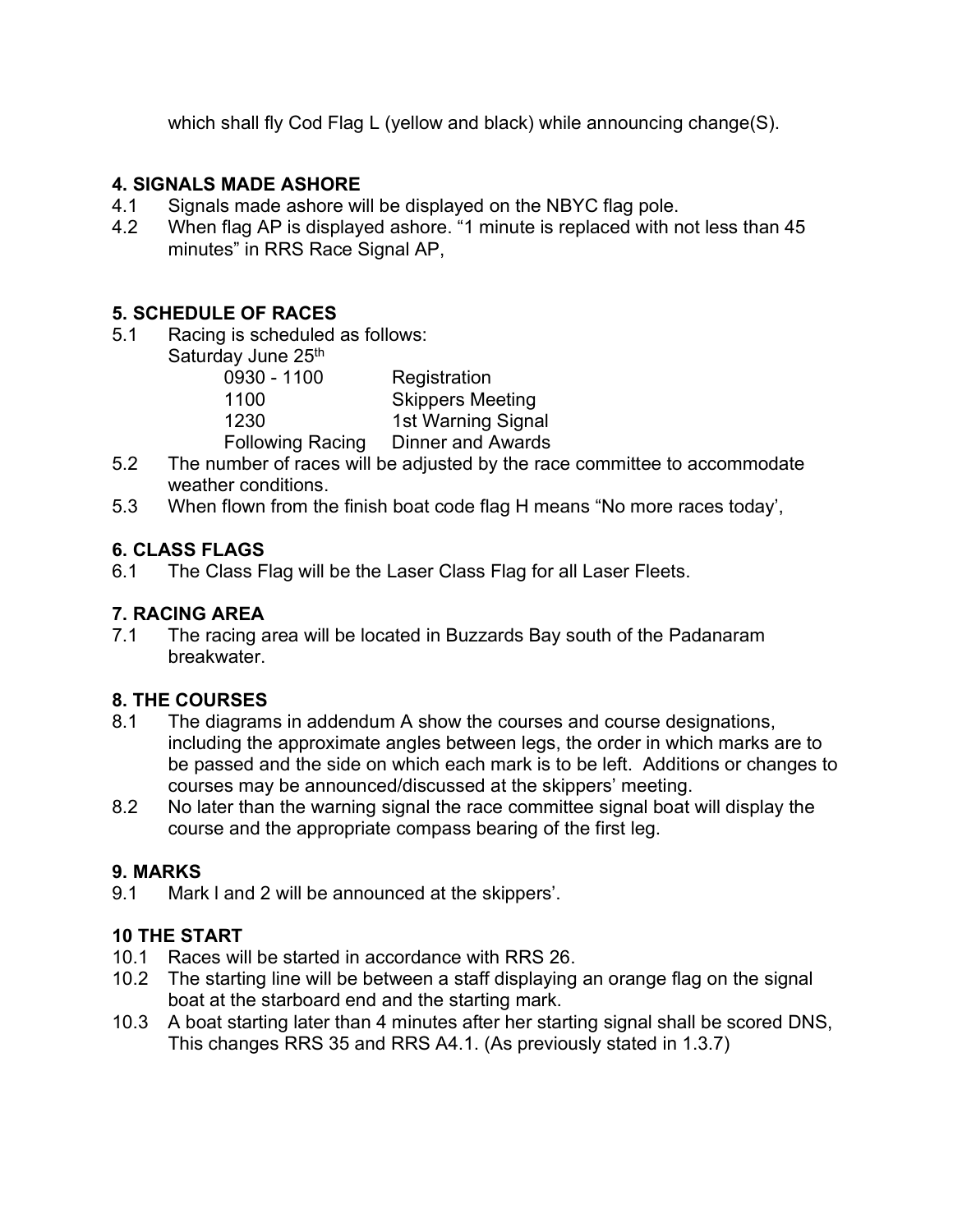which shall fly Cod Flag L (yellow and black) while announcing change(S).

## 4. SIGNALS MADE ASHORE

4.1 Signals made ashore will be displayed on the NBYC flag pole.

4.2 When flag AP is displayed ashore. "1 minute is replaced with not less than 45 minutes" in RRS Race Signal AP,

## 5. SCHEDULE OF RACES

5.1 Racing is scheduled as follows:

Saturday June 25th

| | |
|---|---|
| 0930 - 1100 | Registration |
| 1100 | Skippers Meeting |
| 1230 | 1st Warning Signal |
| Following Racing | Dinner and Awards |

5.2 The number of races will be adjusted by the race committee to accommodate weather conditions.

5.3 When flown from the finish boat code flag H means "No more races today',

## 6. CLASS FLAGS

6.1 The Class Flag will be the Laser Class Flag for all Laser Fleets.

## 7. RACING AREA

7.1 The racing area will be located in Buzzards Bay south of the Padanaram breakwater.

## 8. THE COURSES

8.1 The diagrams in addendum A show the courses and course designations, including the approximate angles between legs, the order in which marks are to be passed and the side on which each mark is to be left. Additions or changes to courses may be announced/discussed at the skippers' meeting.

8.2 No later than the warning signal the race committee signal boat will display the course and the appropriate compass bearing of the first leg.

## 9. MARKS

9.1 Mark l and 2 will be announced at the skippers'.

## 10 THE START

10.1 Races will be started in accordance with RRS 26.

10.2 The starting line will be between a staff displaying an orange flag on the signal boat at the starboard end and the starting mark.

10.3 A boat starting later than 4 minutes after her starting signal shall be scored DNS, This changes RRS 35 and RRS A4.1. (As previously stated in 1.3.7)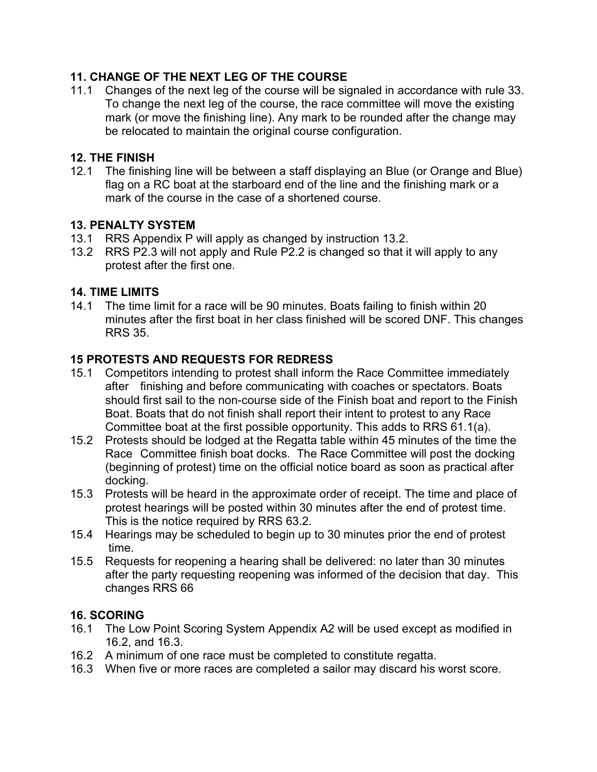## 11. CHANGE OF THE NEXT LEG OF THE COURSE

11.1 Changes of the next leg of the course will be signaled in accordance with rule 33. To change the next leg of the course, the race committee will move the existing mark (or move the finishing line). Any mark to be rounded after the change may be relocated to maintain the original course configuration.

## 12. THE FINISH

12.1 The finishing line will be between a staff displaying an Blue (or Orange and Blue) flag on a RC boat at the starboard end of the line and the finishing mark or a mark of the course in the case of a shortened course.

## 13. PENALTY SYSTEM

13.1 RRS Appendix P will apply as changed by instruction 13.2.

13.2 RRS P2.3 will not apply and Rule P2.2 is changed so that it will apply to any protest after the first one.

## 14. TIME LIMITS

14.1 The time limit for a race will be 90 minutes. Boats failing to finish within 20 minutes after the first boat in her class finished will be scored DNF. This changes RRS 35.

## 15 PROTESTS AND REQUESTS FOR REDRESS

15.1 Competitors intending to protest shall inform the Race Committee immediately after finishing and before communicating with coaches or spectators. Boats should first sail to the non-course side of the Finish boat and report to the Finish Boat. Boats that do not finish shall report their intent to protest to any Race Committee boat at the first possible opportunity. This adds to RRS 61.1(a).

15.2 Protests should be lodged at the Regatta table within 45 minutes of the time the Race Committee finish boat docks. The Race Committee will post the docking (beginning of protest) time on the official notice board as soon as practical after docking.

15.3 Protests will be heard in the approximate order of receipt. The time and place of protest hearings will be posted within 30 minutes after the end of protest time. This is the notice required by RRS 63.2.

15.4 Hearings may be scheduled to begin up to 30 minutes prior the end of protest time.

15.5 Requests for reopening a hearing shall be delivered: no later than 30 minutes after the party requesting reopening was informed of the decision that day. This changes RRS 66

## 16. SCORING

16.1 The Low Point Scoring System Appendix A2 will be used except as modified in 16.2, and 16.3.

16.2 A minimum of one race must be completed to constitute regatta.

16.3 When five or more races are completed a sailor may discard his worst score.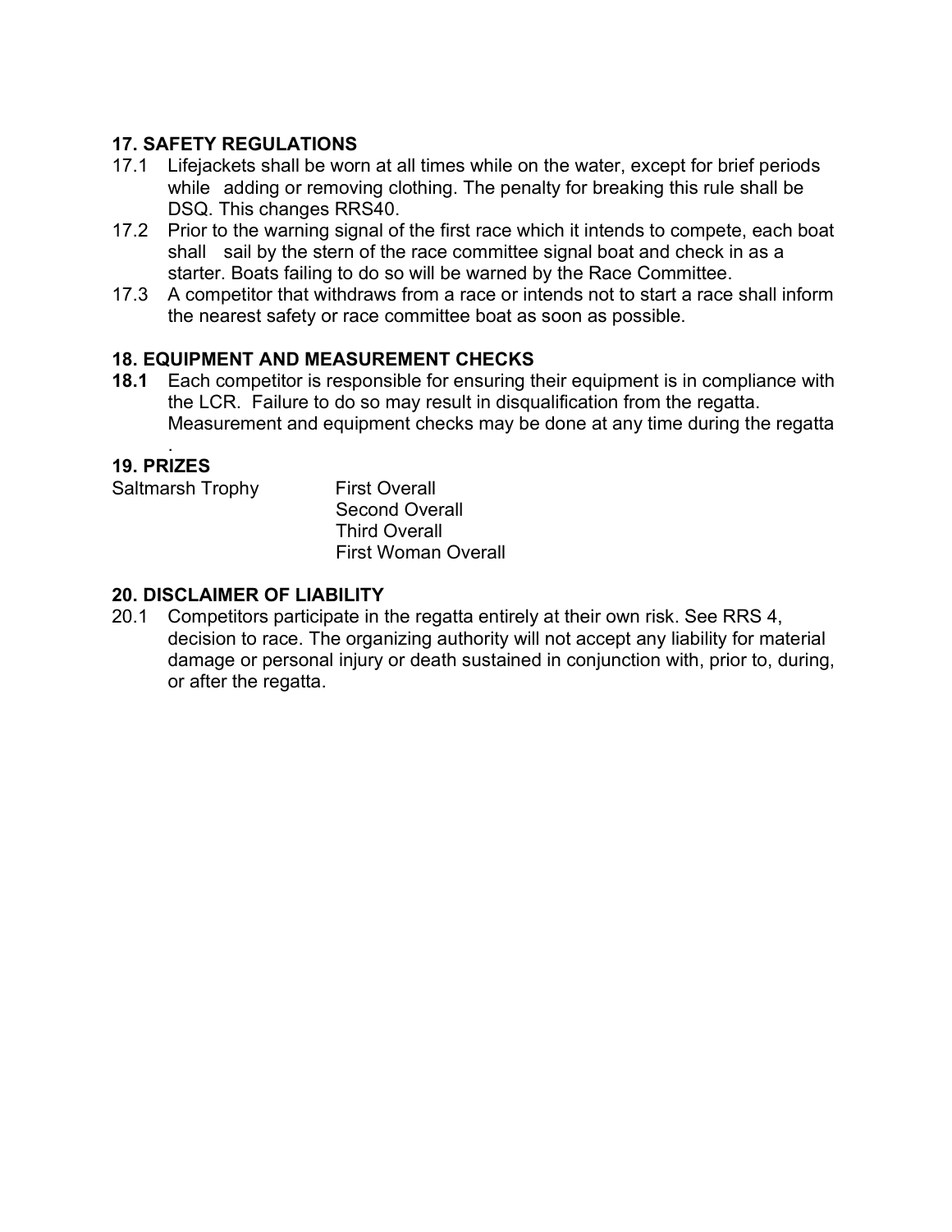### 17. SAFETY REGULATIONS

17.1 Lifejackets shall be worn at all times while on the water, except for brief periods while adding or removing clothing. The penalty for breaking this rule shall be DSQ. This changes RRS40.

17.2 Prior to the warning signal of the first race which it intends to compete, each boat shall sail by the stern of the race committee signal boat and check in as a starter. Boats failing to do so will be warned by the Race Committee.

17.3 A competitor that withdraws from a race or intends not to start a race shall inform the nearest safety or race committee boat as soon as possible.

### 18. EQUIPMENT AND MEASUREMENT CHECKS

**18.1** Each competitor is responsible for ensuring their equipment is in compliance with the LCR. Failure to do so may result in disqualification from the regatta. Measurement and equipment checks may be done at any time during the regatta
.

### 19. PRIZES

| | |
|---|---|
| Saltmarsh Trophy | First Overall |
| | Second Overall |
| | Third Overall |
| | First Woman Overall |

### 20. DISCLAIMER OF LIABILITY

20.1 Competitors participate in the regatta entirely at their own risk. See RRS 4, decision to race. The organizing authority will not accept any liability for material damage or personal injury or death sustained in conjunction with, prior to, during, or after the regatta.